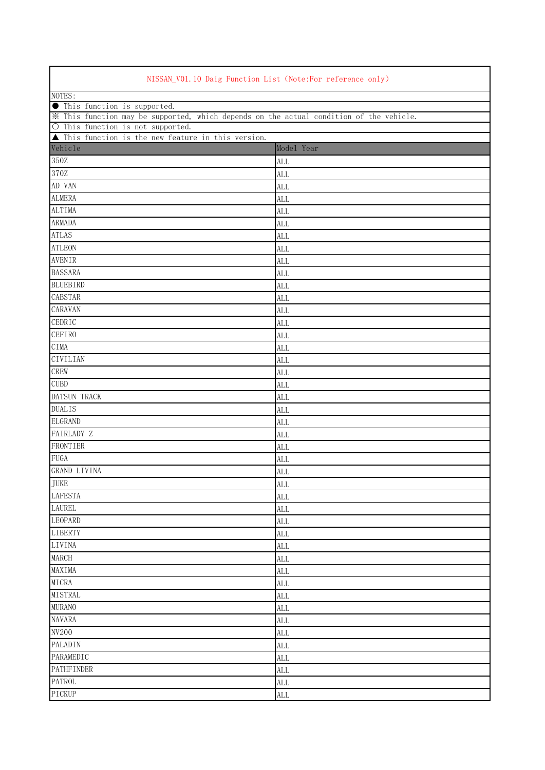NISSAN_V01.10 Daig Function List (Note:For reference only)

NOTES:

● This function is supported.

※ This function may be supported, which depends on the actual condition of the vehicle.

○ This function is not supported.

▲ This function is the new feature in this version.

| Vehicle | Model Year |
|---|---|
| 350Z | ALL |
| 370Z | ALL |
| AD VAN | ALL |
| ALMERA | ALL |
| ALTIMA | ALL |
| ARMADA | ALL |
| ATLAS | ALL |
| ATLEON | ALL |
| AVENIR | ALL |
| BASSARA | ALL |
| BLUEBIRD | ALL |
| CABSTAR | ALL |
| CARAVAN | ALL |
| CEDRIC | ALL |
| CEFIRO | ALL |
| CIMA | ALL |
| CIVILIAN | ALL |
| CREW | ALL |
| CUBD | ALL |
| DATSUN TRACK | ALL |
| DUALIS | ALL |
| ELGRAND | ALL |
| FAIRLADY Z | ALL |
| FRONTIER | ALL |
| FUGA | ALL |
| GRAND LIVINA | ALL |
| JUKE | ALL |
| LAFESTA | ALL |
| LAUREL | ALL |
| LEOPARD | ALL |
| LIBERTY | ALL |
| LIVINA | ALL |
| MARCH | ALL |
| MAXIMA | ALL |
| MICRA | ALL |
| MISTRAL | ALL |
| MURANO | ALL |
| NAVARA | ALL |
| NV200 | ALL |
| PALADIN | ALL |
| PARAMEDIC | ALL |
| PATHFINDER | ALL |
| PATROL | ALL |
| PICKUP | ALL |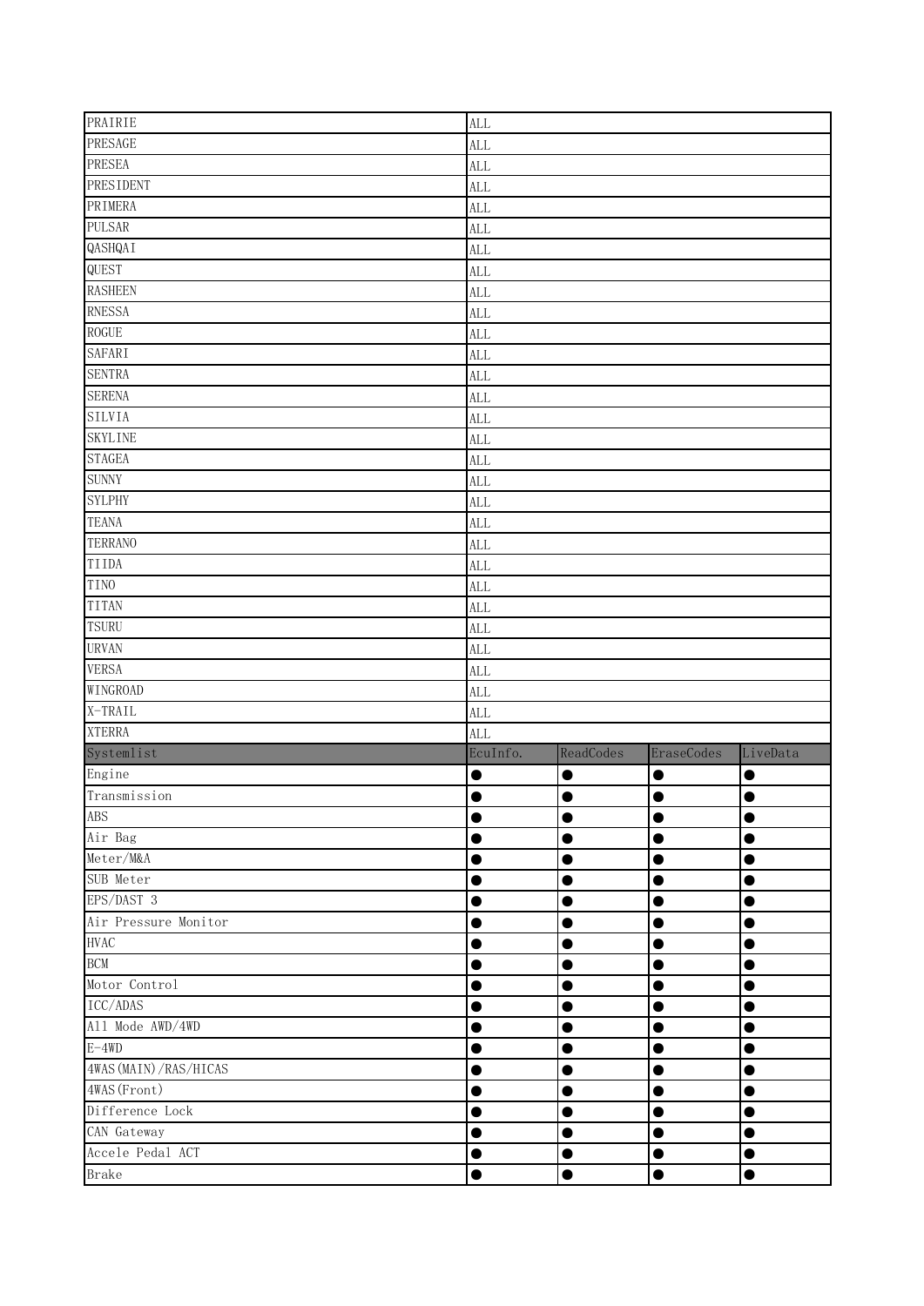| | | | | |
|---|---|---|---|---|
| PRAIRIE | ALL | | | |
| PRESAGE | ALL | | | |
| PRESEA | ALL | | | |
| PRESIDENT | ALL | | | |
| PRIMERA | ALL | | | |
| PULSAR | ALL | | | |
| QASHQAI | ALL | | | |
| QUEST | ALL | | | |
| RASHEEN | ALL | | | |
| RNESSA | ALL | | | |
| ROGUE | ALL | | | |
| SAFARI | ALL | | | |
| SENTRA | ALL | | | |
| SERENA | ALL | | | |
| SILVIA | ALL | | | |
| SKYLINE | ALL | | | |
| STAGEA | ALL | | | |
| SUNNY | ALL | | | |
| SYLPHY | ALL | | | |
| TEANA | ALL | | | |
| TERRANO | ALL | | | |
| TIIDA | ALL | | | |
| TINO | ALL | | | |
| TITAN | ALL | | | |
| TSURU | ALL | | | |
| URVAN | ALL | | | |
| VERSA | ALL | | | |
| WINGROAD | ALL | | | |
| X-TRAIL | ALL | | | |
| XTERRA | ALL | | | |
| Systemlist | EcuInfo. | ReadCodes | EraseCodes | LiveData |
| Engine | ● | ● | ● | ● |
| Transmission | ● | ● | ● | ● |
| ABS | ● | ● | ● | ● |
| Air Bag | ● | ● | ● | ● |
| Meter/M&A | ● | ● | ● | ● |
| SUB Meter | ● | ● | ● | ● |
| EPS/DAST 3 | ● | ● | ● | ● |
| Air Pressure Monitor | ● | ● | ● | ● |
| HVAC | ● | ● | ● | ● |
| BCM | ● | ● | ● | ● |
| Motor Control | ● | ● | ● | ● |
| ICC/ADAS | ● | ● | ● | ● |
| All Mode AWD/4WD | ● | ● | ● | ● |
| E-4WD | ● | ● | ● | ● |
| 4WAS(MAIN)/RAS/HICAS | ● | ● | ● | ● |
| 4WAS(Front) | ● | ● | ● | ● |
| Difference Lock | ● | ● | ● | ● |
| CAN Gateway | ● | ● | ● | ● |
| Accele Pedal ACT | ● | ● | ● | ● |
| Brake | ● | ● | ● | ● |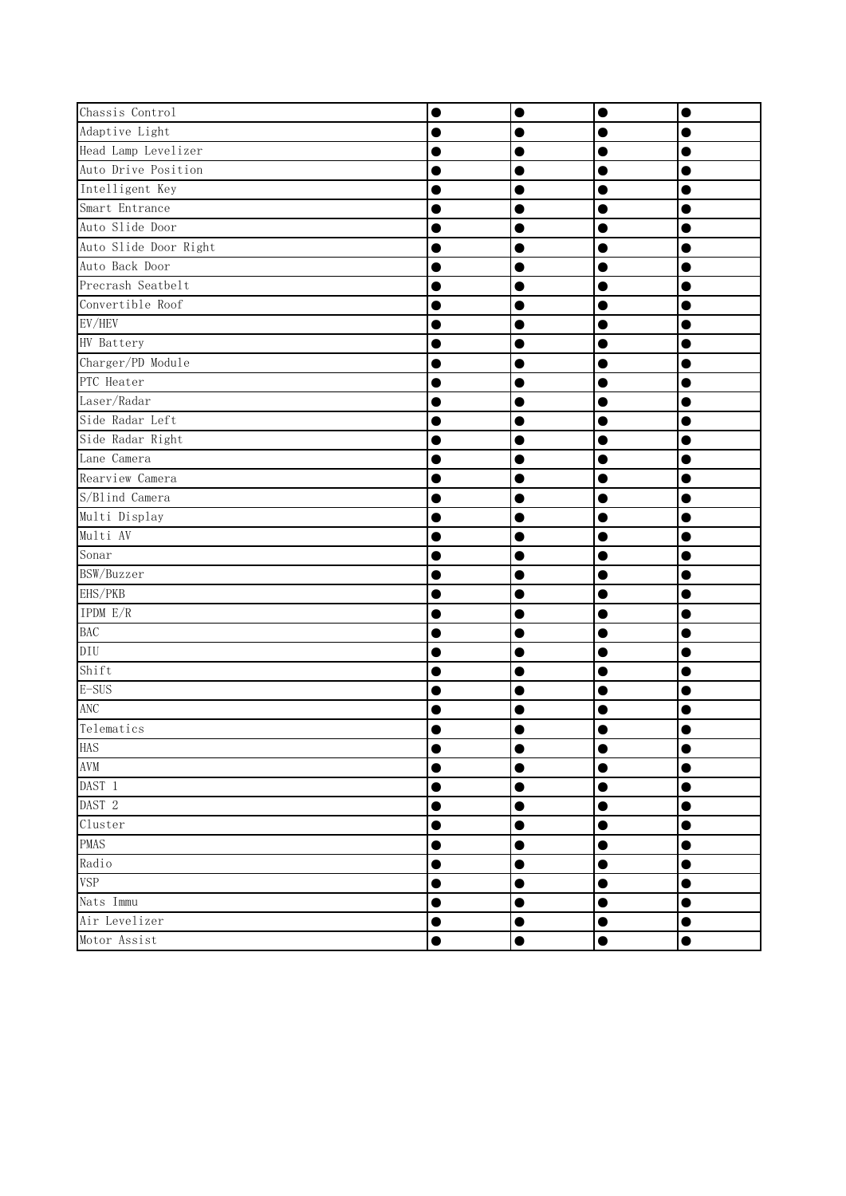| | | | | |
|---|---|---|---|---|
| Chassis Control | ● | ● | ● | ● |
| Adaptive Light | ● | ● | ● | ● |
| Head Lamp Levelizer | ● | ● | ● | ● |
| Auto Drive Position | ● | ● | ● | ● |
| Intelligent Key | ● | ● | ● | ● |
| Smart Entrance | ● | ● | ● | ● |
| Auto Slide Door | ● | ● | ● | ● |
| Auto Slide Door Right | ● | ● | ● | ● |
| Auto Back Door | ● | ● | ● | ● |
| Precrash Seatbelt | ● | ● | ● | ● |
| Convertible Roof | ● | ● | ● | ● |
| EV/HEV | ● | ● | ● | ● |
| HV Battery | ● | ● | ● | ● |
| Charger/PD Module | ● | ● | ● | ● |
| PTC Heater | ● | ● | ● | ● |
| Laser/Radar | ● | ● | ● | ● |
| Side Radar Left | ● | ● | ● | ● |
| Side Radar Right | ● | ● | ● | ● |
| Lane Camera | ● | ● | ● | ● |
| Rearview Camera | ● | ● | ● | ● |
| S/Blind Camera | ● | ● | ● | ● |
| Multi Display | ● | ● | ● | ● |
| Multi AV | ● | ● | ● | ● |
| Sonar | ● | ● | ● | ● |
| BSW/Buzzer | ● | ● | ● | ● |
| EHS/PKB | ● | ● | ● | ● |
| IPDM E/R | ● | ● | ● | ● |
| BAC | ● | ● | ● | ● |
| DIU | ● | ● | ● | ● |
| Shift | ● | ● | ● | ● |
| E-SUS | ● | ● | ● | ● |
| ANC | ● | ● | ● | ● |
| Telematics | ● | ● | ● | ● |
| HAS | ● | ● | ● | ● |
| AVM | ● | ● | ● | ● |
| DAST 1 | ● | ● | ● | ● |
| DAST 2 | ● | ● | ● | ● |
| Cluster | ● | ● | ● | ● |
| PMAS | ● | ● | ● | ● |
| Radio | ● | ● | ● | ● |
| VSP | ● | ● | ● | ● |
| Nats Immu | ● | ● | ● | ● |
| Air Levelizer | ● | ● | ● | ● |
| Motor Assist | ● | ● | ● | ● |